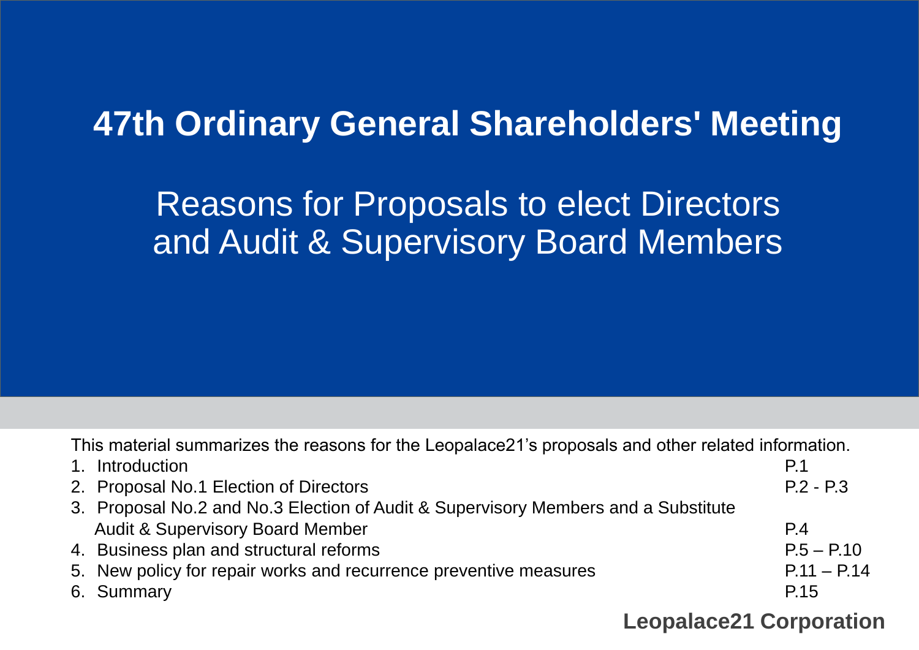# 47th Ordinary General Shareholders' Meeting

## Reasons for Proposals to elect Directors and Audit & Supervisory Board Members

This material summarizes the reasons for the Leopalace21's proposals and other related information.

| | |
|---|---|
| 1. Introduction | P.1 |
| 2. Proposal No.1 Election of Directors | P.2 - P.3 |
| 3. Proposal No.2 and No.3 Election of Audit & Supervisory Members and a Substitute Audit & Supervisory Board Member | P.4 |
| 4. Business plan and structural reforms | P.5 – P.10 |
| 5. New policy for repair works and recurrence preventive measures | P.11 – P.14 |
| 6. Summary | P.15 |

**Leopalace21 Corporation**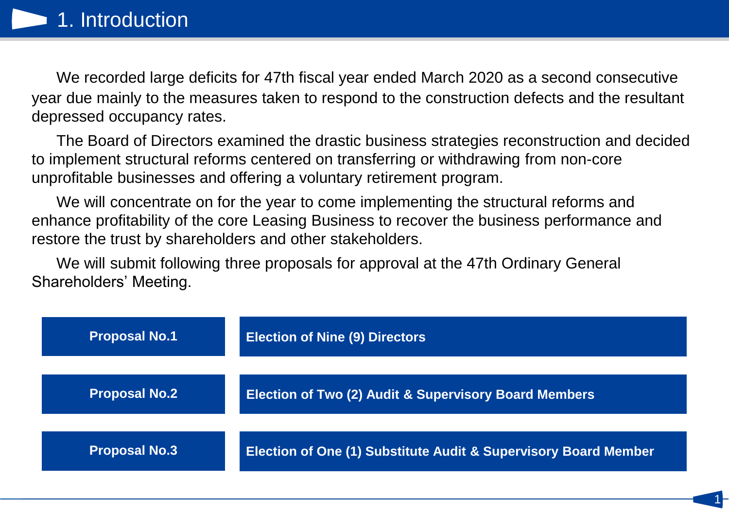# 1. Introduction

We recorded large deficits for 47th fiscal year ended March 2020 as a second consecutive year due mainly to the measures taken to respond to the construction defects and the resultant depressed occupancy rates.

The Board of Directors examined the drastic business strategies reconstruction and decided to implement structural reforms centered on transferring or withdrawing from non-core unprofitable businesses and offering a voluntary retirement program.

We will concentrate on for the year to come implementing the structural reforms and enhance profitability of the core Leasing Business to recover the business performance and restore the trust by shareholders and other stakeholders.

We will submit following three proposals for approval at the 47th Ordinary General Shareholders' Meeting.

| Proposal | Agenda |
| --- | --- |
| **Proposal No.1** | **Election of Nine (9) Directors** |
| **Proposal No.2** | **Election of Two (2) Audit & Supervisory Board Members** |
| **Proposal No.3** | **Election of One (1) Substitute Audit & Supervisory Board Member** |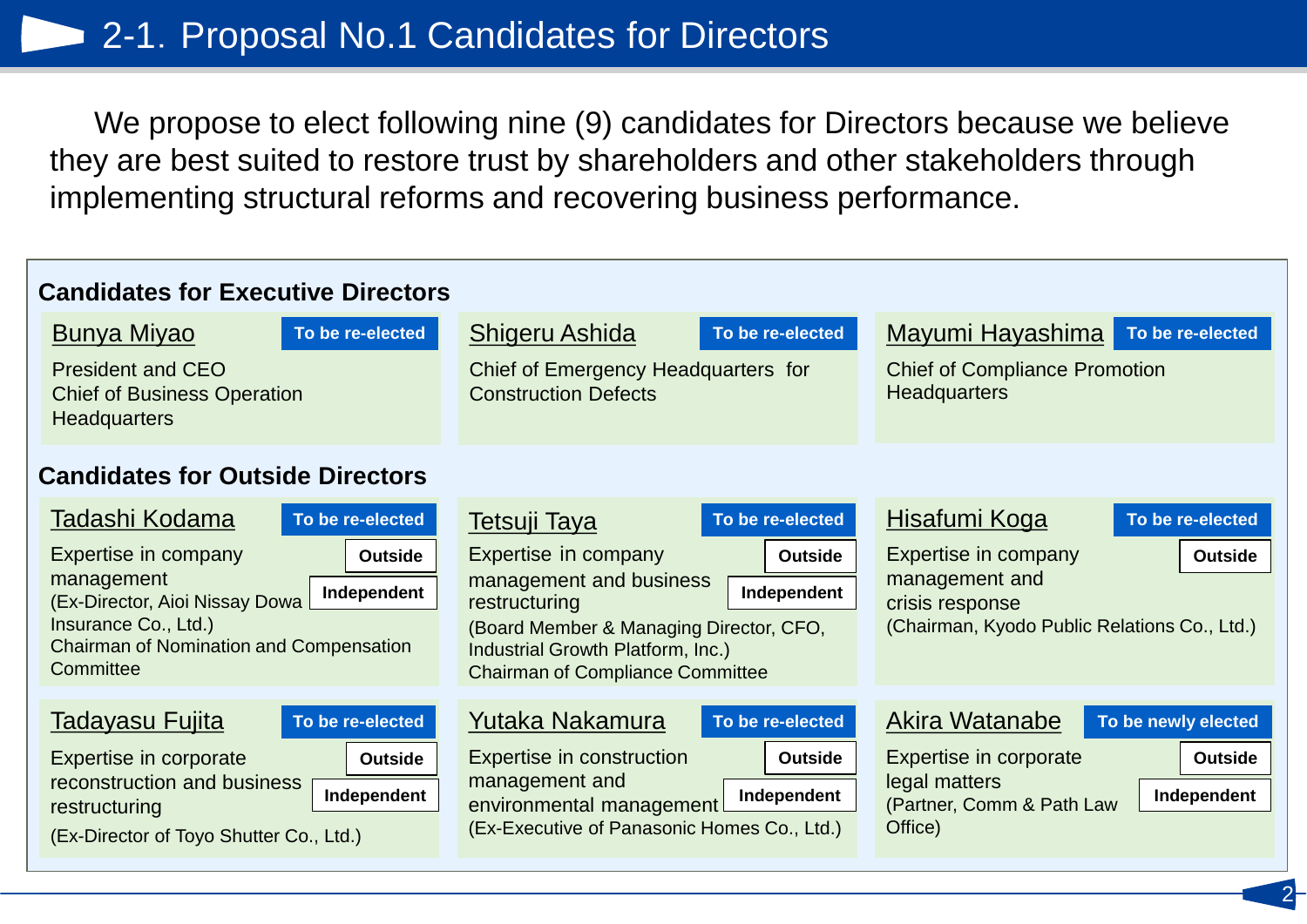# 2-1. Proposal No.1 Candidates for Directors

We propose to elect following nine (9) candidates for Directors because we believe they are best suited to restore trust by shareholders and other stakeholders through implementing structural reforms and recovering business performance.

## Candidates for Executive Directors

### Bunya Miyao
**To be re-elected**

President and CEO
Chief of Business Operation Headquarters

### Shigeru Ashida
**To be re-elected**

Chief of Emergency Headquarters for Construction Defects

### Mayumi Hayashima
**To be re-elected**

Chief of Compliance Promotion Headquarters

## Candidates for Outside Directors

### Tadashi Kodama
**To be re-elected** | **Outside** | **Independent**

Expertise in company management
(Ex-Director, Aioi Nissay Dowa Insurance Co., Ltd.)
Chairman of Nomination and Compensation Committee

### Tetsuji Taya
**To be re-elected** | **Outside** | **Independent**

Expertise in company management and business restructuring
(Board Member & Managing Director, CFO, Industrial Growth Platform, Inc.)
Chairman of Compliance Committee

### Hisafumi Koga
**To be re-elected** | **Outside**

Expertise in company management and crisis response
(Chairman, Kyodo Public Relations Co., Ltd.)

### Tadayasu Fujita
**To be re-elected** | **Outside** | **Independent**

Expertise in corporate reconstruction and business restructuring
(Ex-Director of Toyo Shutter Co., Ltd.)

### Yutaka Nakamura
**To be re-elected** | **Outside** | **Independent**

Expertise in construction management and environmental management
(Ex-Executive of Panasonic Homes Co., Ltd.)

### Akira Watanabe
**To be newly elected** | **Outside** | **Independent**

Expertise in corporate legal matters
(Partner, Comm & Path Law Office)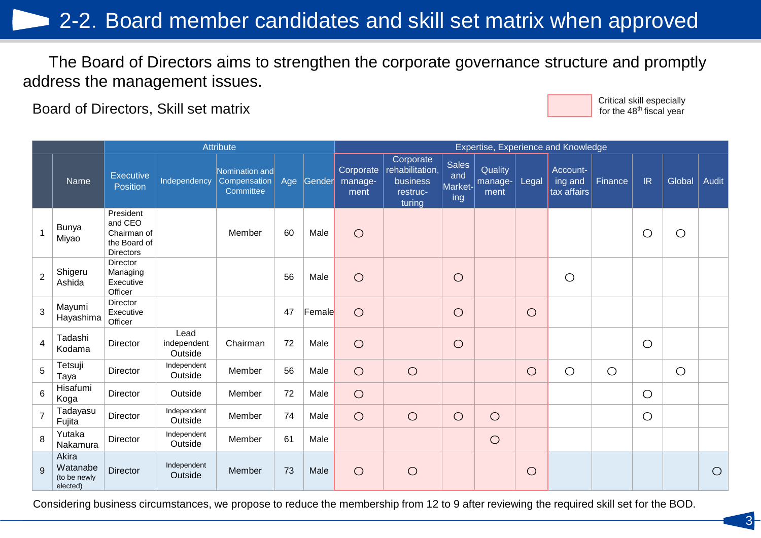# 2-2. Board member candidates and skill set matrix when approved

The Board of Directors aims to strengthen the corporate governance structure and promptly address the management issues.

Board of Directors, Skill set matrix

Critical skill especially for the 48th fiscal year

| | | Attribute | | | | | Expertise, Experience and Knowledge | | | | | | | | | |
|---|---|---|---|---|---|---|---|---|---|---|---|---|---|---|---|---|
| | Name | Executive Position | Independency | Nomination and Compensation Committee | Age | Gender | Corporate management | Corporate rehabilitation, business restructuring | Sales and Marketing | Quality management | Legal | Accounting and tax affairs | Finance | IR | Global | Audit |
| 1 | Bunya Miyao | President and CEO Chairman of the Board of Directors | | Member | 60 | Male | ○ | | | | | | | ○ | ○ | |
| 2 | Shigeru Ashida | Director Managing Executive Officer | | | 56 | Male | ○ | | ○ | | | ○ | | | | |
| 3 | Mayumi Hayashima | Director Executive Officer | | | 47 | Female | ○ | | ○ | | ○ | | | | | |
| 4 | Tadashi Kodama | Director | Lead independent Outside | Chairman | 72 | Male | ○ | | ○ | | | | | ○ | | |
| 5 | Tetsuji Taya | Director | Independent Outside | Member | 56 | Male | ○ | ○ | | | ○ | ○ | ○ | | ○ | |
| 6 | Hisafumi Koga | Director | Outside | Member | 72 | Male | ○ | | | | | | | ○ | | |
| 7 | Tadayasu Fujita | Director | Independent Outside | Member | 74 | Male | ○ | ○ | ○ | ○ | | | | ○ | | |
| 8 | Yutaka Nakamura | Director | Independent Outside | Member | 61 | Male | | | | ○ | | | | | | |
| 9 | Akira Watanabe (to be newly elected) | Director | Independent Outside | Member | 73 | Male | ○ | ○ | | | ○ | | | | | ○ |

Considering business circumstances, we propose to reduce the membership from 12 to 9 after reviewing the required skill set for the BOD.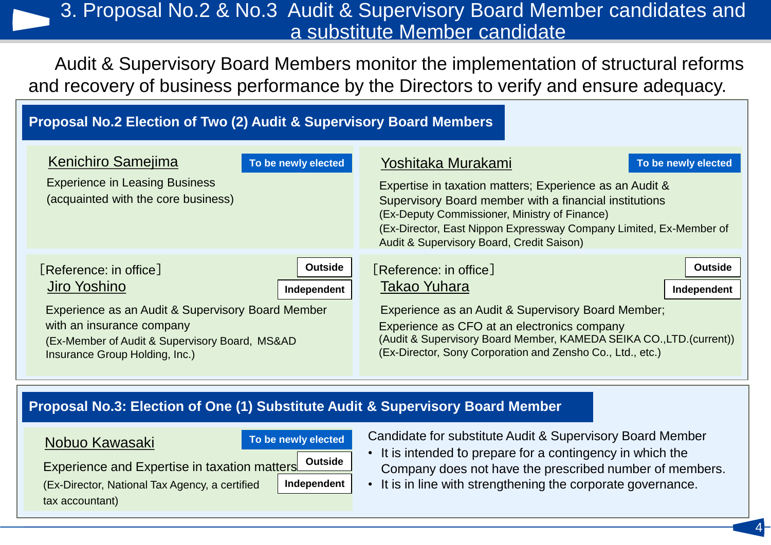# 3. Proposal No.2 & No.3 Audit & Supervisory Board Member candidates and a substitute Member candidate

Audit & Supervisory Board Members monitor the implementation of structural reforms and recovery of business performance by the Directors to verify and ensure adequacy.

## Proposal No.2 Election of Two (2) Audit & Supervisory Board Members

### Kenichiro Samejima

**To be newly elected**

Experience in Leasing Business (acquainted with the core business)

### Yoshitaka Murakami

**To be newly elected**

Expertise in taxation matters; Experience as an Audit & Supervisory Board member with a financial institutions

(Ex-Deputy Commissioner, Ministry of Finance)

(Ex-Director, East Nippon Expressway Company Limited, Ex-Member of Audit & Supervisory Board, Credit Saison)

［Reference: in office］

### Jiro Yoshino

**Outside** **Independent**

Experience as an Audit & Supervisory Board Member with an insurance company

(Ex-Member of Audit & Supervisory Board, MS&AD Insurance Group Holding, Inc.)

［Reference: in office］

### Takao Yuhara

**Outside** **Independent**

Experience as an Audit & Supervisory Board Member;

Experience as CFO at an electronics company

(Audit & Supervisory Board Member, KAMEDA SEIKA CO.,LTD.(current))

(Ex-Director, Sony Corporation and Zensho Co., Ltd., etc.)

## Proposal No.3: Election of One (1) Substitute Audit & Supervisory Board Member

### Nobuo Kawasaki

**To be newly elected** **Outside** **Independent**

Experience and Expertise in taxation matters

(Ex-Director, National Tax Agency, a certified tax accountant)

Candidate for substitute Audit & Supervisory Board Member

- It is intended to prepare for a contingency in which the Company does not have the prescribed number of members.
- It is in line with strengthening the corporate governance.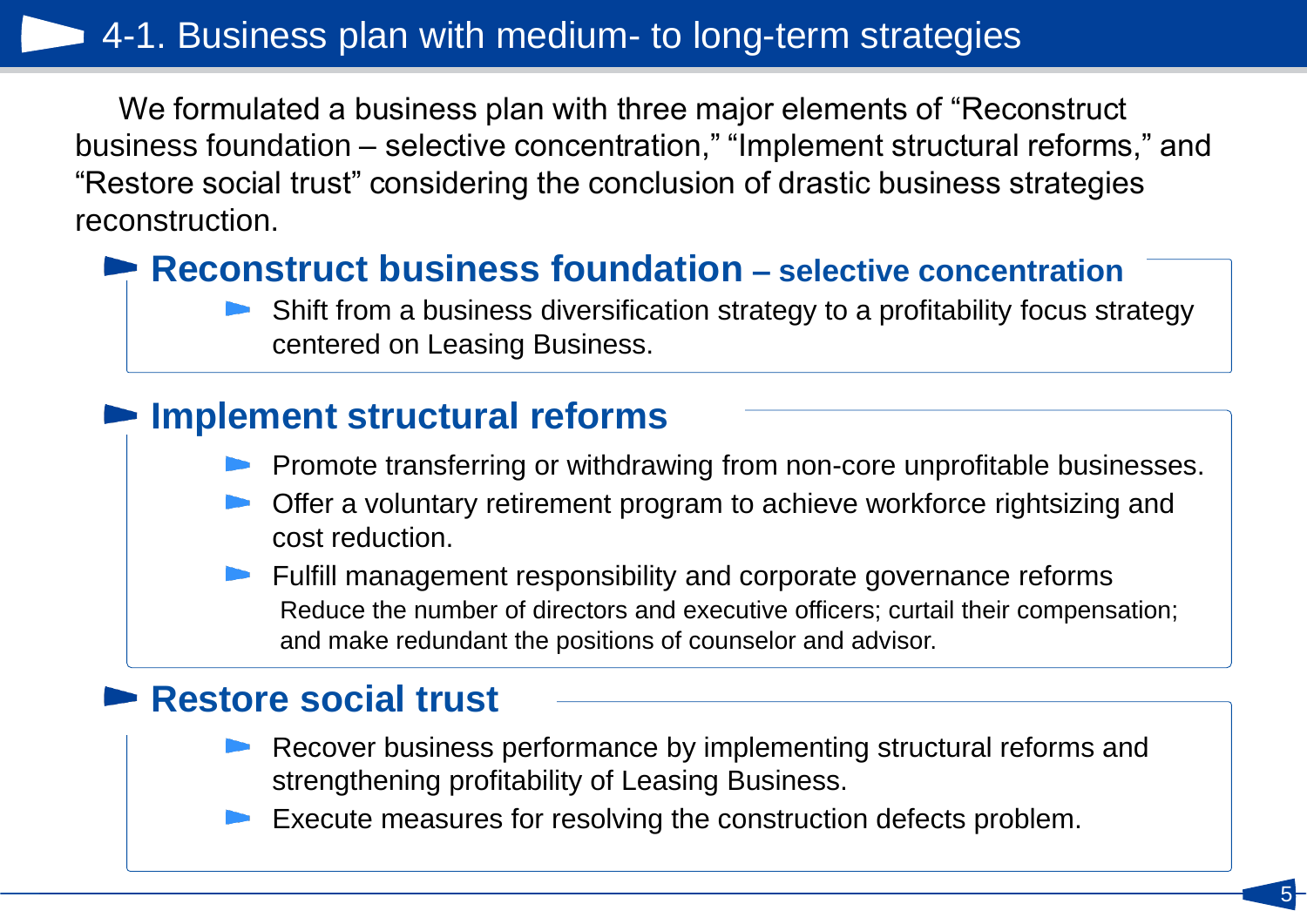# 4-1. Business plan with medium- to long-term strategies

We formulated a business plan with three major elements of "Reconstruct business foundation – selective concentration," "Implement structural reforms," and "Restore social trust" considering the conclusion of drastic business strategies reconstruction.

## Reconstruct business foundation – selective concentration

- Shift from a business diversification strategy to a profitability focus strategy centered on Leasing Business.

## Implement structural reforms

- Promote transferring or withdrawing from non-core unprofitable businesses.
- Offer a voluntary retirement program to achieve workforce rightsizing and cost reduction.
- Fulfill management responsibility and corporate governance reforms
  Reduce the number of directors and executive officers; curtail their compensation; and make redundant the positions of counselor and advisor.

## Restore social trust

- Recover business performance by implementing structural reforms and strengthening profitability of Leasing Business.
- Execute measures for resolving the construction defects problem.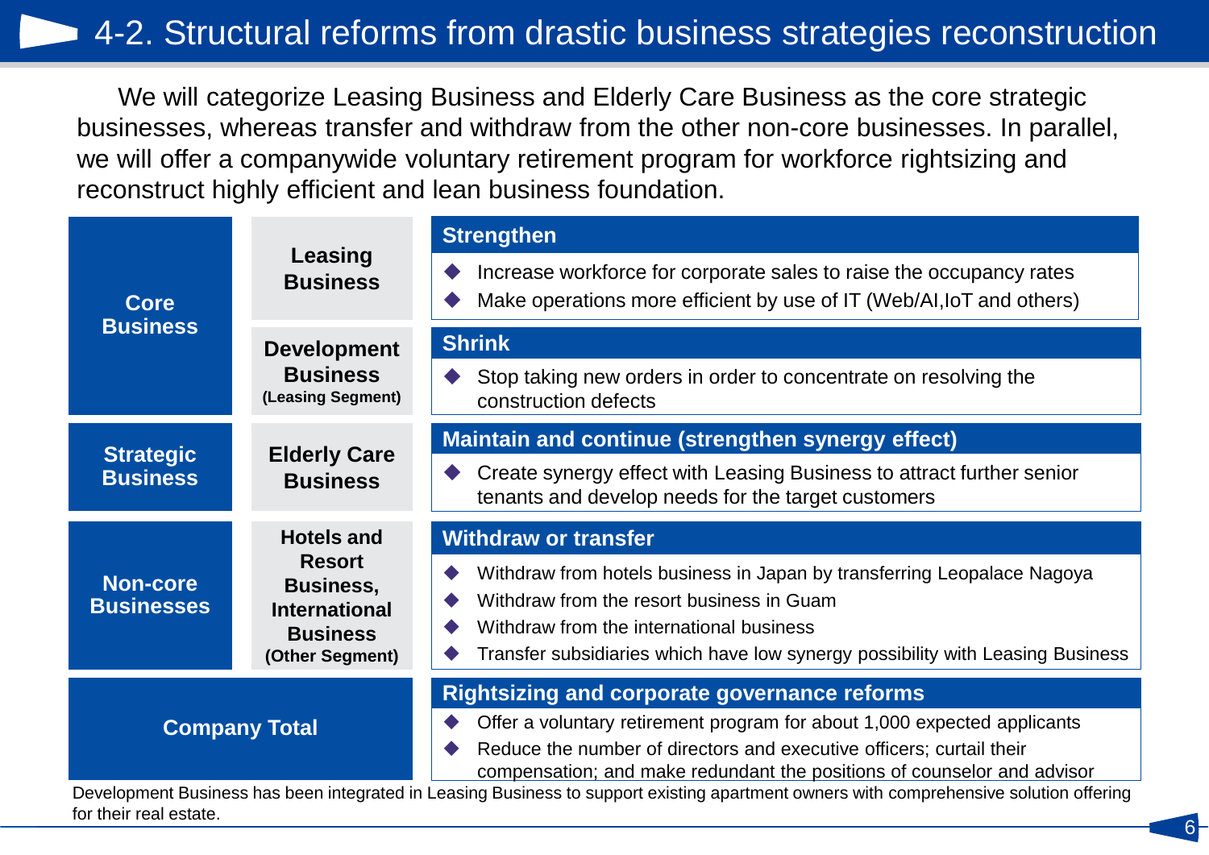# 4-2. Structural reforms from drastic business strategies reconstruction

We will categorize Leasing Business and Elderly Care Business as the core strategic businesses, whereas transfer and withdraw from the other non-core businesses. In parallel, we will offer a companywide voluntary retirement program for workforce rightsizing and reconstruct highly efficient and lean business foundation.

| Category | Business | Policy |
|---|---|---|
| **Core Business** | **Leasing Business** | **Strengthen**<br>◆ Increase workforce for corporate sales to raise the occupancy rates<br>◆ Make operations more efficient by use of IT (Web/AI,IoT and others) |
| | **Development Business** (Leasing Segment) | **Shrink**<br>◆ Stop taking new orders in order to concentrate on resolving the construction defects |
| **Strategic Business** | **Elderly Care Business** | **Maintain and continue (strengthen synergy effect)**<br>◆ Create synergy effect with Leasing Business to attract further senior tenants and develop needs for the target customers |
| **Non-core Businesses** | **Hotels and Resort Business, International Business** (Other Segment) | **Withdraw or transfer**<br>◆ Withdraw from hotels business in Japan by transferring Leopalace Nagoya<br>◆ Withdraw from the resort business in Guam<br>◆ Withdraw from the international business<br>◆ Transfer subsidiaries which have low synergy possibility with Leasing Business |
| **Company Total** | | **Rightsizing and corporate governance reforms**<br>◆ Offer a voluntary retirement program for about 1,000 expected applicants<br>◆ Reduce the number of directors and executive officers; curtail their compensation; and make redundant the positions of counselor and advisor |

Development Business has been integrated in Leasing Business to support existing apartment owners with comprehensive solution offering for their real estate.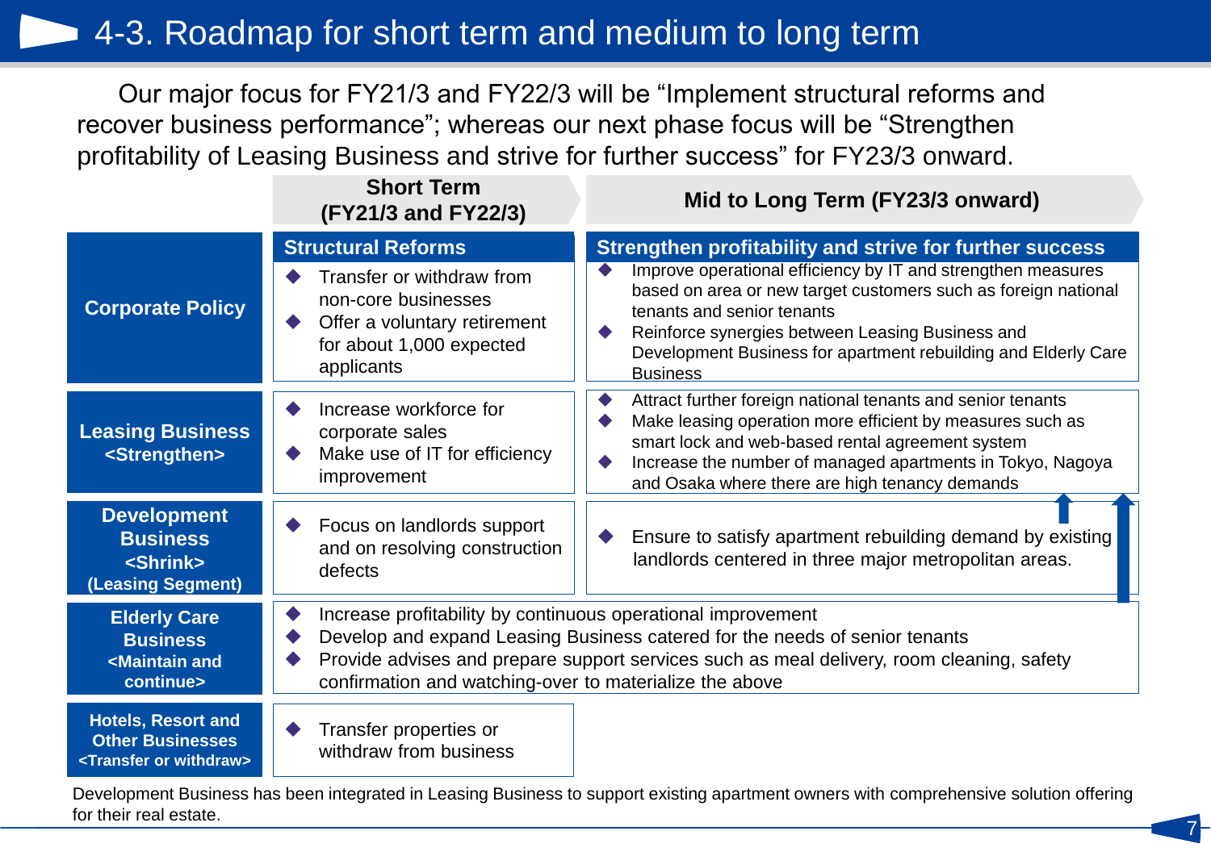# 4-3. Roadmap for short term and medium to long term

Our major focus for FY21/3 and FY22/3 will be "Implement structural reforms and recover business performance"; whereas our next phase focus will be "Strengthen profitability of Leasing Business and strive for further success" for FY23/3 onward.

| | Short Term (FY21/3 and FY22/3) | Mid to Long Term (FY23/3 onward) |
|---|---|---|
| | **Structural Reforms** | **Strengthen profitability and strive for further success** |
| **Corporate Policy** | ◆ Transfer or withdraw from non-core businesses<br>◆ Offer a voluntary retirement for about 1,000 expected applicants | ◆ Improve operational efficiency by IT and strengthen measures based on area or new target customers such as foreign national tenants and senior tenants<br>◆ Reinforce synergies between Leasing Business and Development Business for apartment rebuilding and Elderly Care Business |
| **Leasing Business <Strengthen>** | ◆ Increase workforce for corporate sales<br>◆ Make use of IT for efficiency improvement | ◆ Attract further foreign national tenants and senior tenants<br>◆ Make leasing operation more efficient by measures such as smart lock and web-based rental agreement system<br>◆ Increase the number of managed apartments in Tokyo, Nagoya and Osaka where there are high tenancy demands |
| **Development Business <Shrink> (Leasing Segment)** | ◆ Focus on landlords support and on resolving construction defects | ◆ Ensure to satisfy apartment rebuilding demand by existing landlords centered in three major metropolitan areas. |
| **Elderly Care Business <Maintain and continue>** | ◆ Increase profitability by continuous operational improvement<br>◆ Develop and expand Leasing Business catered for the needs of senior tenants<br>◆ Provide advises and prepare support services such as meal delivery, room cleaning, safety confirmation and watching-over to materialize the above | |
| **Hotels, Resort and Other Businesses <Transfer or withdraw>** | ◆ Transfer properties or withdraw from business | |

Development Business has been integrated in Leasing Business to support existing apartment owners with comprehensive solution offering for their real estate.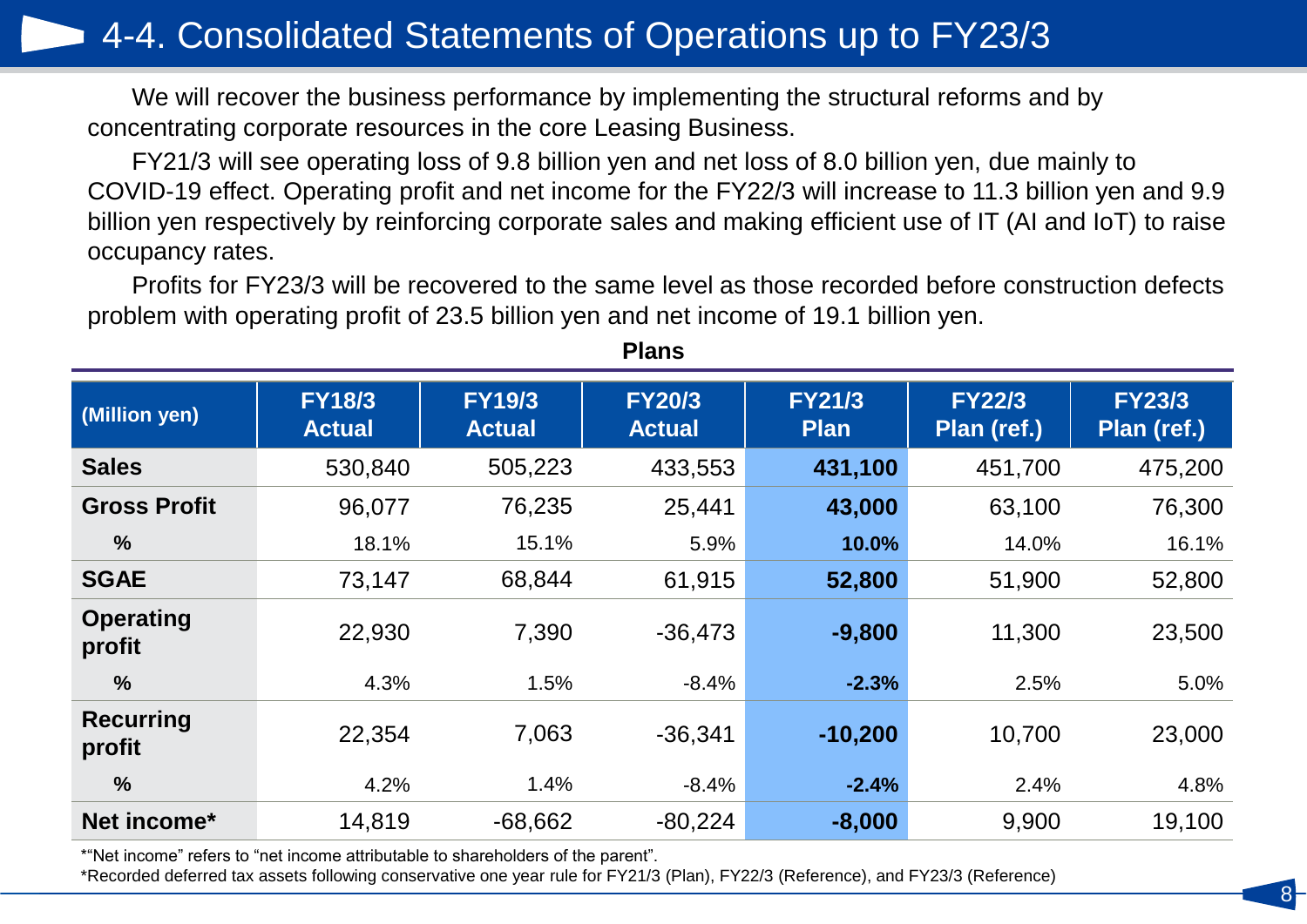# 4-4. Consolidated Statements of Operations up to FY23/3

We will recover the business performance by implementing the structural reforms and by concentrating corporate resources in the core Leasing Business.

FY21/3 will see operating loss of 9.8 billion yen and net loss of 8.0 billion yen, due mainly to COVID-19 effect. Operating profit and net income for the FY22/3 will increase to 11.3 billion yen and 9.9 billion yen respectively by reinforcing corporate sales and making efficient use of IT (AI and IoT) to raise occupancy rates.

Profits for FY23/3 will be recovered to the same level as those recorded before construction defects problem with operating profit of 23.5 billion yen and net income of 19.1 billion yen.

**Plans**

| (Million yen) | FY18/3 Actual | FY19/3 Actual | FY20/3 Actual | FY21/3 Plan | FY22/3 Plan (ref.) | FY23/3 Plan (ref.) |
|---|---|---|---|---|---|---|
| **Sales** | 530,840 | 505,223 | 433,553 | **431,100** | 451,700 | 475,200 |
| **Gross Profit** | 96,077 | 76,235 | 25,441 | **43,000** | 63,100 | 76,300 |
| **%** | 18.1% | 15.1% | 5.9% | **10.0%** | 14.0% | 16.1% |
| **SGAE** | 73,147 | 68,844 | 61,915 | **52,800** | 51,900 | 52,800 |
| **Operating profit** | 22,930 | 7,390 | -36,473 | **-9,800** | 11,300 | 23,500 |
| **%** | 4.3% | 1.5% | -8.4% | **-2.3%** | 2.5% | 5.0% |
| **Recurring profit** | 22,354 | 7,063 | -36,341 | **-10,200** | 10,700 | 23,000 |
| **%** | 4.2% | 1.4% | -8.4% | **-2.4%** | 2.4% | 4.8% |
| **Net income*** | 14,819 | -68,662 | -80,224 | **-8,000** | 9,900 | 19,100 |

*"Net income" refers to "net income attributable to shareholders of the parent".

*Recorded deferred tax assets following conservative one year rule for FY21/3 (Plan), FY22/3 (Reference), and FY23/3 (Reference)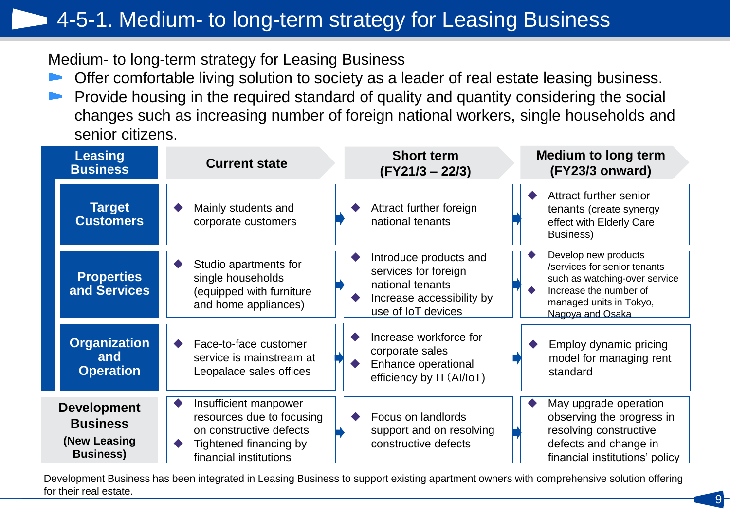# 4-5-1. Medium- to long-term strategy for Leasing Business

Medium- to long-term strategy for Leasing Business

- Offer comfortable living solution to society as a leader of real estate leasing business.
- Provide housing in the required standard of quality and quantity considering the social changes such as increasing number of foreign national workers, single households and senior citizens.

| Leasing Business | | Current state | Short term (FY21/3 – 22/3) | Medium to long term (FY23/3 onward) |
|---|---|---|---|---|
| | Target Customers | ◆ Mainly students and corporate customers | ◆ Attract further foreign national tenants | ◆ Attract further senior tenants (create synergy effect with Elderly Care Business) |
| | Properties and Services | ◆ Studio apartments for single households (equipped with furniture and home appliances) | ◆ Introduce products and services for foreign national tenants<br>◆ Increase accessibility by use of IoT devices | ◆ Develop new products /services for senior tenants such as watching-over service<br>◆ Increase the number of managed units in Tokyo, Nagoya and Osaka |
| | Organization and Operation | ◆ Face-to-face customer service is mainstream at Leopalace sales offices | ◆ Increase workforce for corporate sales<br>◆ Enhance operational efficiency by IT（AI/IoT) | ◆ Employ dynamic pricing model for managing rent standard |
| Development Business (New Leasing Business) | | ◆ Insufficient manpower resources due to focusing on constructive defects<br>◆ Tightened financing by financial institutions | ◆ Focus on landlords support and on resolving constructive defects | ◆ May upgrade operation observing the progress in resolving constructive defects and change in financial institutions' policy |

Development Business has been integrated in Leasing Business to support existing apartment owners with comprehensive solution offering for their real estate.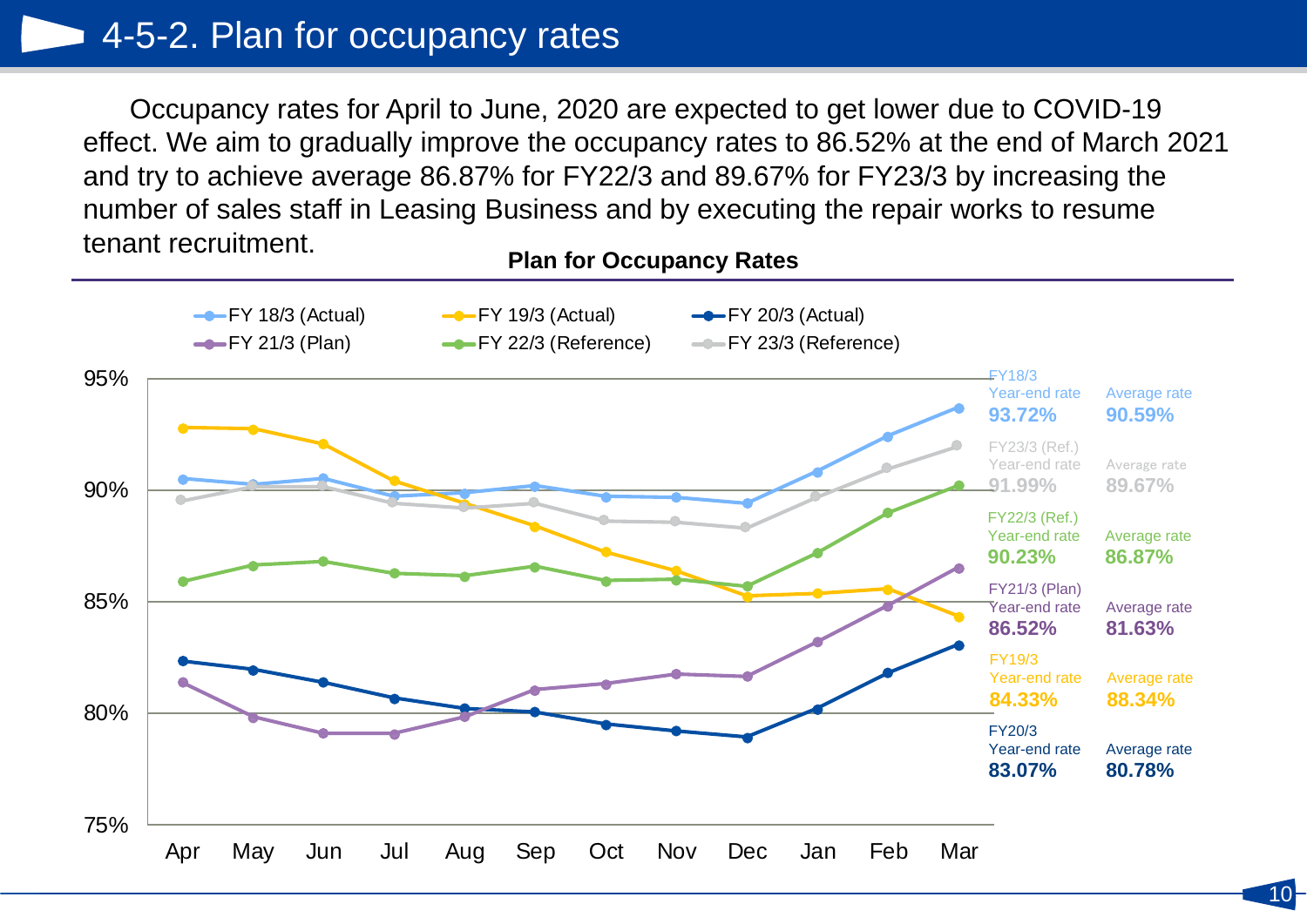# 4-5-2. Plan for occupancy rates

Occupancy rates for April to June, 2020 are expected to get lower due to COVID-19 effect. We aim to gradually improve the occupancy rates to 86.52% at the end of March 2021 and try to achieve average 86.87% for FY22/3 and 89.67% for FY23/3 by increasing the number of sales staff in Leasing Business and by executing the repair works to resume tenant recruitment.

**Plan for Occupancy Rates**

| | Year-end rate | Average rate |
|---|---|---|
| FY18/3 | **93.72%** | **90.59%** |
| FY23/3 (Ref.) | **91.99%** | **89.67%** |
| FY22/3 (Ref.) | **90.23%** | **86.87%** |
| FY21/3 (Plan) | **86.52%** | **81.63%** |
| FY19/3 | **84.33%** | **88.34%** |
| FY20/3 | **83.07%** | **80.78%** |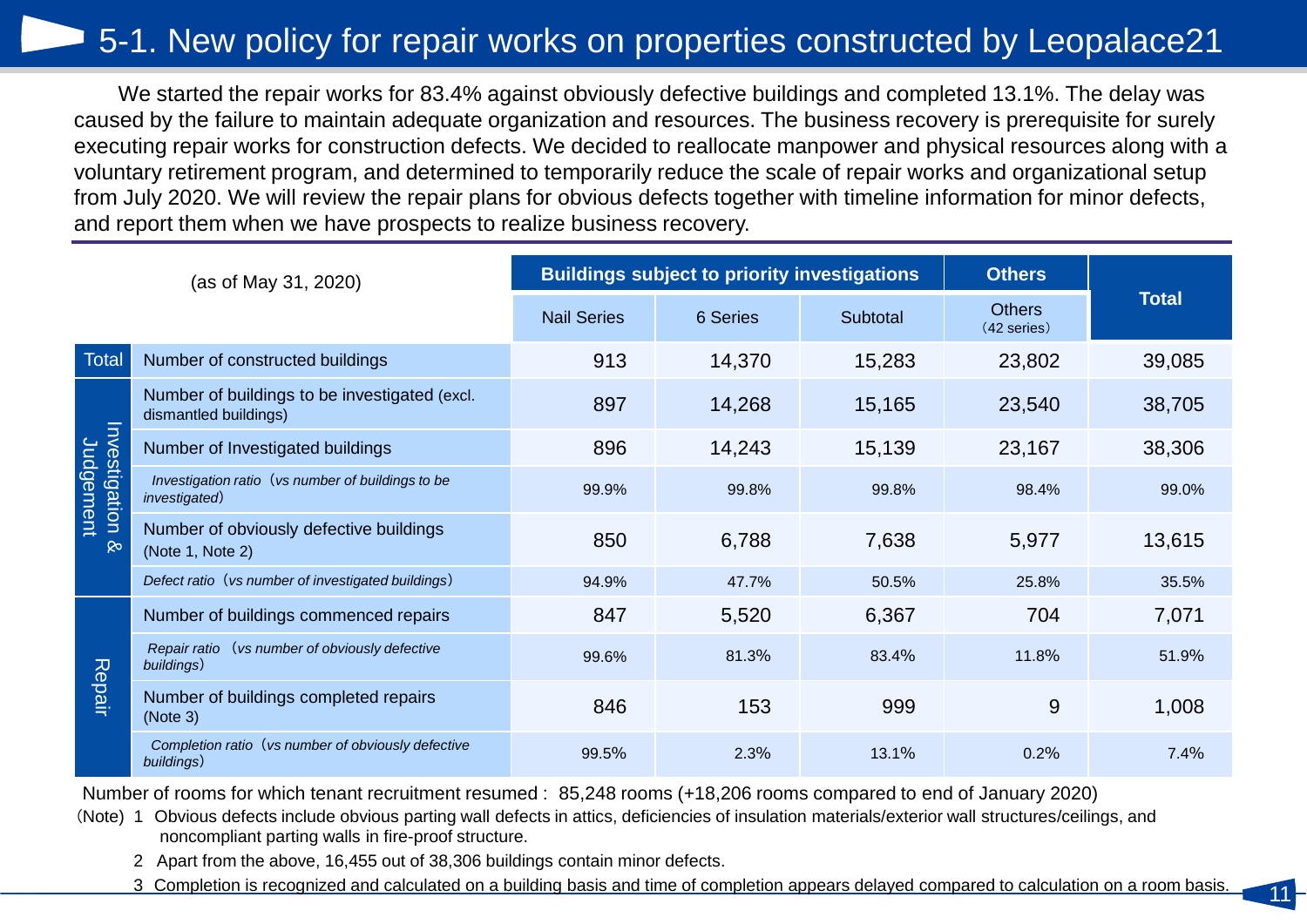# 5-1. New policy for repair works on properties constructed by Leopalace21

We started the repair works for 83.4% against obviously defective buildings and completed 13.1%. The delay was caused by the failure to maintain adequate organization and resources. The business recovery is prerequisite for surely executing repair works for construction defects. We decided to reallocate manpower and physical resources along with a voluntary retirement program, and determined to temporarily reduce the scale of repair works and organizational setup from July 2020. We will review the repair plans for obvious defects together with timeline information for minor defects, and report them when we have prospects to realize business recovery.

| (as of May 31, 2020) | | Buildings subject to priority investigations | | | Others | Total |
|---|---|---|---|---|---|---|
| | | Nail Series | 6 Series | Subtotal | Others (42 series) | |
| Total | Number of constructed buildings | 913 | 14,370 | 15,283 | 23,802 | 39,085 |
| Investigation & Judgement | Number of buildings to be investigated (excl. dismantled buildings) | 897 | 14,268 | 15,165 | 23,540 | 38,705 |
| | Number of Investigated buildings | 896 | 14,243 | 15,139 | 23,167 | 38,306 |
| | *Investigation ratio (vs number of buildings to be investigated)* | 99.9% | 99.8% | 99.8% | 98.4% | 99.0% |
| | Number of obviously defective buildings (Note 1, Note 2) | 850 | 6,788 | 7,638 | 5,977 | 13,615 |
| | *Defect ratio (vs number of investigated buildings)* | 94.9% | 47.7% | 50.5% | 25.8% | 35.5% |
| Repair | Number of buildings commenced repairs | 847 | 5,520 | 6,367 | 704 | 7,071 |
| | *Repair ratio (vs number of obviously defective buildings)* | 99.6% | 81.3% | 83.4% | 11.8% | 51.9% |
| | Number of buildings completed repairs (Note 3) | 846 | 153 | 999 | 9 | 1,008 |
| | *Completion ratio (vs number of obviously defective buildings)* | 99.5% | 2.3% | 13.1% | 0.2% | 7.4% |

Number of rooms for which tenant recruitment resumed : 85,248 rooms (+18,206 rooms compared to end of January 2020)

(Note) 1 Obvious defects include obvious parting wall defects in attics, deficiencies of insulation materials/exterior wall structures/ceilings, and noncompliant parting walls in fire-proof structure.

2 Apart from the above, 16,455 out of 38,306 buildings contain minor defects.

3 Completion is recognized and calculated on a building basis and time of completion appears delayed compared to calculation on a room basis.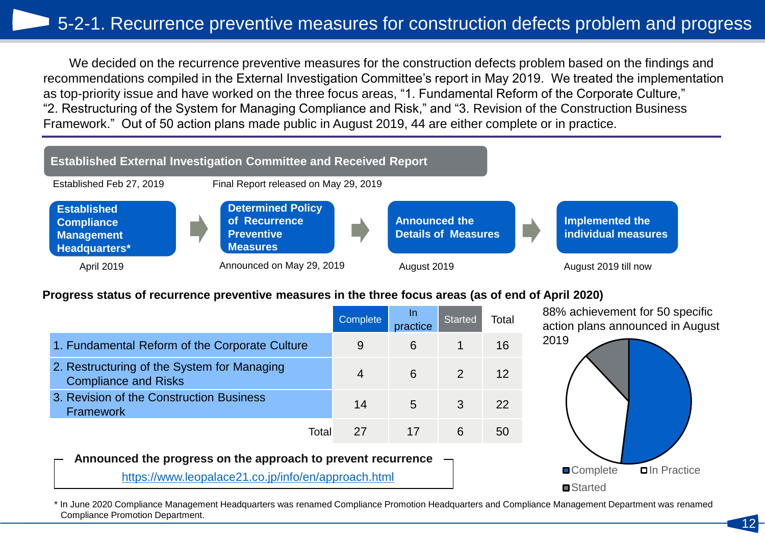# 5-2-1. Recurrence preventive measures for construction defects problem and progress

We decided on the recurrence preventive measures for the construction defects problem based on the findings and recommendations compiled in the External Investigation Committee's report in May 2019. We treated the implementation as top-priority issue and have worked on the three focus areas, "1. Fundamental Reform of the Corporate Culture," "2. Restructuring of the System for Managing Compliance and Risk," and "3. Revision of the Construction Business Framework." Out of 50 action plans made public in August 2019, 44 are either complete or in practice.

**Established External Investigation Committee and Received Report**

Established Feb 27, 2019 | Final Report released on May 29, 2019

**Established Compliance Management Headquarters*** (April 2019) → **Determined Policy of Recurrence Preventive Measures** (Announced on May 29, 2019) → **Announced the Details of Measures** (August 2019) → **Implemented the individual measures** (August 2019 till now)

**Progress status of recurrence preventive measures in the three focus areas (as of end of April 2020)**

| | Complete | In practice | Started | Total |
|---|---|---|---|---|
| 1. Fundamental Reform of the Corporate Culture | 9 | 6 | 1 | 16 |
| 2. Restructuring of the System for Managing Compliance and Risks | 4 | 6 | 2 | 12 |
| 3. Revision of the Construction Business Framework | 14 | 5 | 3 | 22 |
| Total | 27 | 17 | 6 | 50 |

88% achievement for 50 specific action plans announced in August 2019

Complete / In Practice / Started

**Announced the progress on the approach to prevent recurrence**

https://www.leopalace21.co.jp/info/en/approach.html

\* In June 2020 Compliance Management Headquarters was renamed Compliance Promotion Headquarters and Compliance Management Department was renamed Compliance Promotion Department.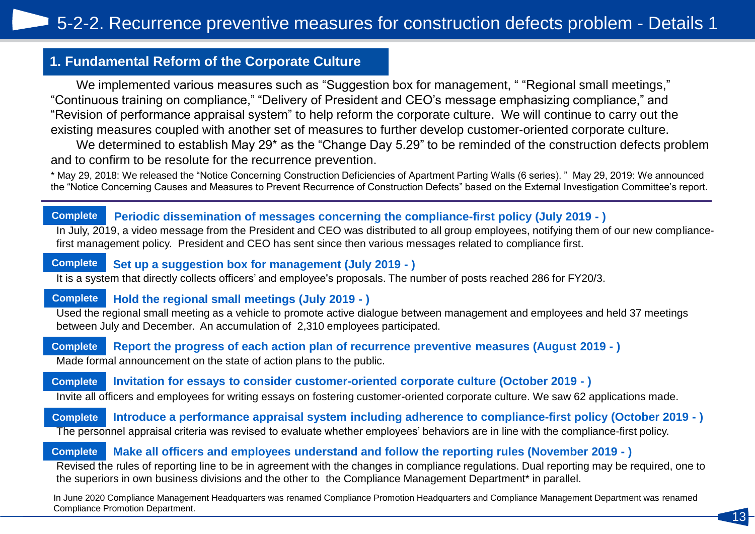# 5-2-2. Recurrence preventive measures for construction defects problem - Details 1

## 1. Fundamental Reform of the Corporate Culture

We implemented various measures such as "Suggestion box for management, " "Regional small meetings," "Continuous training on compliance," "Delivery of President and CEO's message emphasizing compliance," and "Revision of performance appraisal system" to help reform the corporate culture. We will continue to carry out the existing measures coupled with another set of measures to further develop customer-oriented corporate culture.

We determined to establish May 29* as the "Change Day 5.29" to be reminded of the construction defects problem and to confirm to be resolute for the recurrence prevention.

* May 29, 2018: We released the "Notice Concerning Construction Deficiencies of Apartment Parting Walls (6 series). " May 29, 2019: We announced the "Notice Concerning Causes and Measures to Prevent Recurrence of Construction Defects" based on the External Investigation Committee's report.

**Complete** **Periodic dissemination of messages concerning the compliance-first policy (July 2019 - )**

In July, 2019, a video message from the President and CEO was distributed to all group employees, notifying them of our new compliance-first management policy. President and CEO has sent since then various messages related to compliance first.

**Complete** **Set up a suggestion box for management (July 2019 - )**

It is a system that directly collects officers' and employee's proposals. The number of posts reached 286 for FY20/3.

**Complete** **Hold the regional small meetings (July 2019 - )**

Used the regional small meeting as a vehicle to promote active dialogue between management and employees and held 37 meetings between July and December. An accumulation of 2,310 employees participated.

**Complete** **Report the progress of each action plan of recurrence preventive measures (August 2019 - )**

Made formal announcement on the state of action plans to the public.

**Complete** **Invitation for essays to consider customer-oriented corporate culture (October 2019 - )**

Invite all officers and employees for writing essays on fostering customer-oriented corporate culture. We saw 62 applications made.

**Complete** **Introduce a performance appraisal system including adherence to compliance-first policy (October 2019 - )**

The personnel appraisal criteria was revised to evaluate whether employees' behaviors are in line with the compliance-first policy.

**Complete** **Make all officers and employees understand and follow the reporting rules (November 2019 - )**

Revised the rules of reporting line to be in agreement with the changes in compliance regulations. Dual reporting may be required, one to the superiors in own business divisions and the other to the Compliance Management Department* in parallel.

In June 2020 Compliance Management Headquarters was renamed Compliance Promotion Headquarters and Compliance Management Department was renamed Compliance Promotion Department.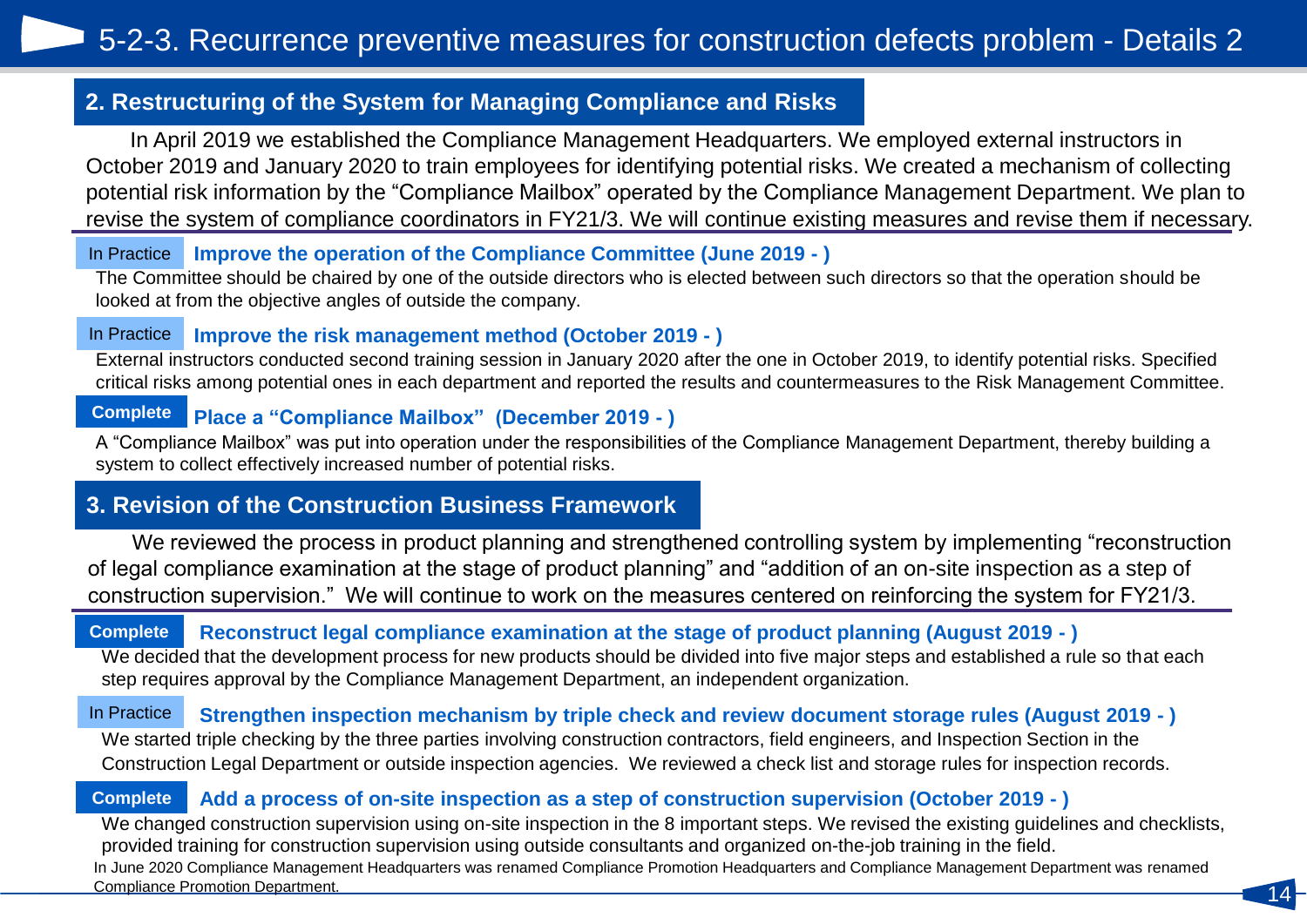# 5-2-3. Recurrence preventive measures for construction defects problem - Details 2

## 2. Restructuring of the System for Managing Compliance and Risks

In April 2019 we established the Compliance Management Headquarters. We employed external instructors in October 2019 and January 2020 to train employees for identifying potential risks. We created a mechanism of collecting potential risk information by the “Compliance Mailbox” operated by the Compliance Management Department. We plan to revise the system of compliance coordinators in FY21/3. We will continue existing measures and revise them if necessary.

**In Practice** **Improve the operation of the Compliance Committee (June 2019 - )**

The Committee should be chaired by one of the outside directors who is elected between such directors so that the operation should be looked at from the objective angles of outside the company.

**In Practice** **Improve the risk management method (October 2019 - )**

External instructors conducted second training session in January 2020 after the one in October 2019, to identify potential risks. Specified critical risks among potential ones in each department and reported the results and countermeasures to the Risk Management Committee.

**Complete** **Place a “Compliance Mailbox” (December 2019 - )**

A “Compliance Mailbox” was put into operation under the responsibilities of the Compliance Management Department, thereby building a system to collect effectively increased number of potential risks.

## 3. Revision of the Construction Business Framework

We reviewed the process in product planning and strengthened controlling system by implementing “reconstruction of legal compliance examination at the stage of product planning” and “addition of an on-site inspection as a step of construction supervision.” We will continue to work on the measures centered on reinforcing the system for FY21/3.

**Complete** **Reconstruct legal compliance examination at the stage of product planning (August 2019 - )**

We decided that the development process for new products should be divided into five major steps and established a rule so that each step requires approval by the Compliance Management Department, an independent organization.

**In Practice** **Strengthen inspection mechanism by triple check and review document storage rules (August 2019 - )**

We started triple checking by the three parties involving construction contractors, field engineers, and Inspection Section in the Construction Legal Department or outside inspection agencies. We reviewed a check list and storage rules for inspection records.

**Complete** **Add a process of on-site inspection as a step of construction supervision (October 2019 - )**

We changed construction supervision using on-site inspection in the 8 important steps. We revised the existing guidelines and checklists, provided training for construction supervision using outside consultants and organized on-the-job training in the field.

In June 2020 Compliance Management Headquarters was renamed Compliance Promotion Headquarters and Compliance Management Department was renamed Compliance Promotion Department.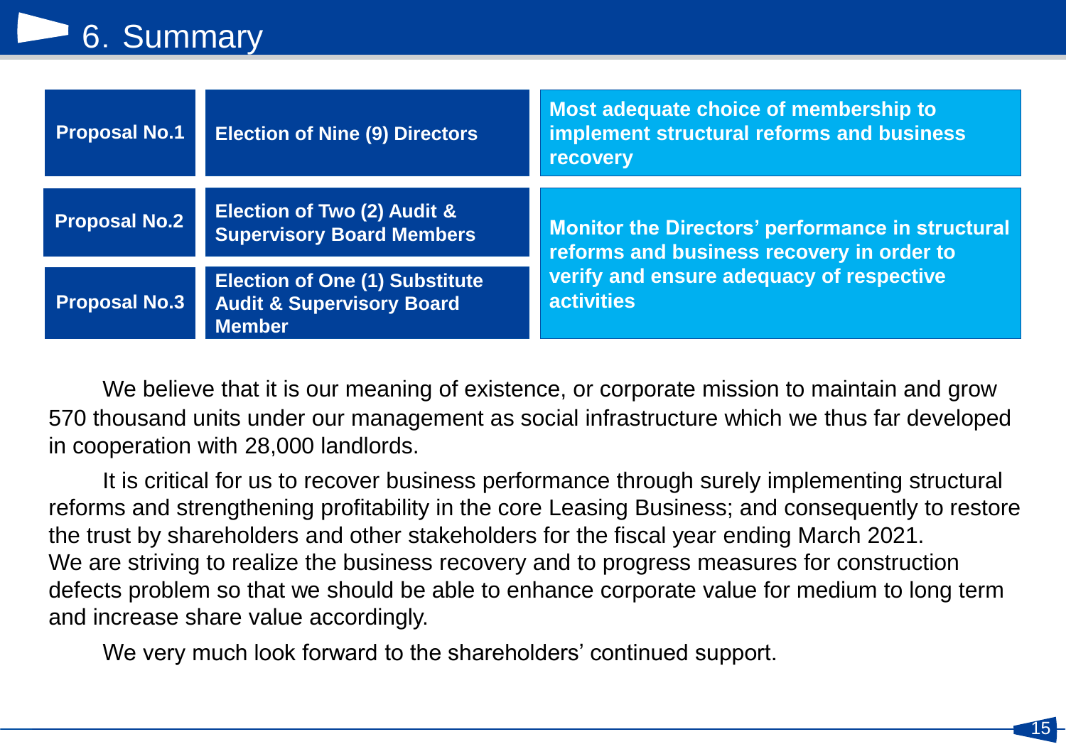# 6. Summary

| | | |
|---|---|---|
| **Proposal No.1** | **Election of Nine (9) Directors** | **Most adequate choice of membership to implement structural reforms and business recovery** |
| **Proposal No.2** | **Election of Two (2) Audit & Supervisory Board Members** | **Monitor the Directors' performance in structural reforms and business recovery in order to verify and ensure adequacy of respective activities** |
| **Proposal No.3** | **Election of One (1) Substitute Audit & Supervisory Board Member** | |

We believe that it is our meaning of existence, or corporate mission to maintain and grow 570 thousand units under our management as social infrastructure which we thus far developed in cooperation with 28,000 landlords.

It is critical for us to recover business performance through surely implementing structural reforms and strengthening profitability in the core Leasing Business; and consequently to restore the trust by shareholders and other stakeholders for the fiscal year ending March 2021. We are striving to realize the business recovery and to progress measures for construction defects problem so that we should be able to enhance corporate value for medium to long term and increase share value accordingly.

We very much look forward to the shareholders' continued support.